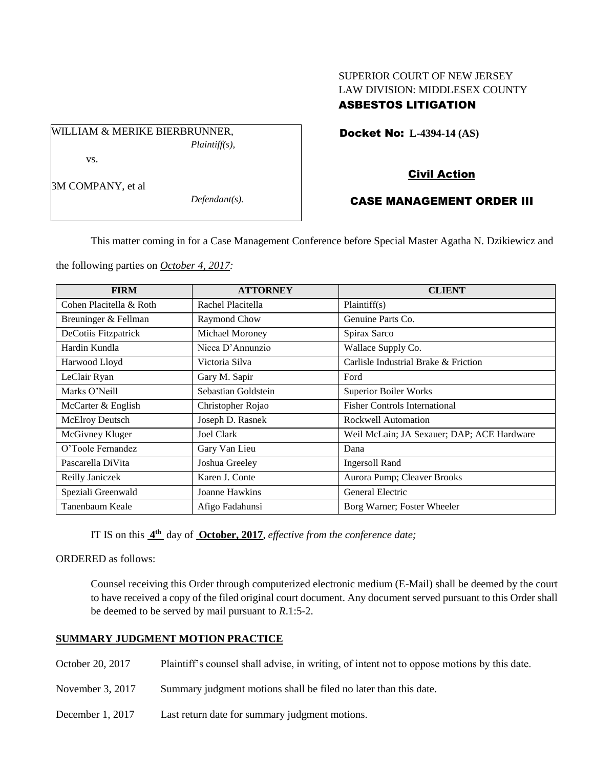SUPERIOR COURT OF NEW JERSEY
LAW DIVISION: MIDDLESEX COUNTY
**ASBESTOS LITIGATION**

WILLIAM & MERIKE BIERBRUNNER,
*Plaintiff(s),*

vs.

3M COMPANY, et al
*Defendant(s).*

**Docket No: L-4394-14 (AS)**

**Civil Action**

**CASE MANAGEMENT ORDER III**

This matter coming in for a Case Management Conference before Special Master Agatha N. Dzikiewicz and the following parties on *October 4, 2017:*

| FIRM | ATTORNEY | CLIENT |
|---|---|---|
| Cohen Placitella & Roth | Rachel Placitella | Plaintiff(s) |
| Breuninger & Fellman | Raymond Chow | Genuine Parts Co. |
| DeCotiis Fitzpatrick | Michael Moroney | Spirax Sarco |
| Hardin Kundla | Nicea D'Annunzio | Wallace Supply Co. |
| Harwood Lloyd | Victoria Silva | Carlisle Industrial Brake & Friction |
| LeClair Ryan | Gary M. Sapir | Ford |
| Marks O'Neill | Sebastian Goldstein | Superior Boiler Works |
| McCarter & English | Christopher Rojao | Fisher Controls International |
| McElroy Deutsch | Joseph D. Rasnek | Rockwell Automation |
| McGivney Kluger | Joel Clark | Weil McLain; JA Sexauer; DAP; ACE Hardware |
| O'Toole Fernandez | Gary Van Lieu | Dana |
| Pascarella DiVita | Joshua Greeley | Ingersoll Rand |
| Reilly Janiczek | Karen J. Conte | Aurora Pump; Cleaver Brooks |
| Speziali Greenwald | Joanne Hawkins | General Electric |
| Tanenbaum Keale | Afigo Fadahunsi | Borg Warner; Foster Wheeler |

IT IS on this **4th** day of **October, 2017**, *effective from the conference date;*

ORDERED as follows:

Counsel receiving this Order through computerized electronic medium (E-Mail) shall be deemed by the court to have received a copy of the filed original court document. Any document served pursuant to this Order shall be deemed to be served by mail pursuant to *R*.1:5-2.

**SUMMARY JUDGMENT MOTION PRACTICE**

October 20, 2017 Plaintiff's counsel shall advise, in writing, of intent not to oppose motions by this date.

November 3, 2017 Summary judgment motions shall be filed no later than this date.

December 1, 2017 Last return date for summary judgment motions.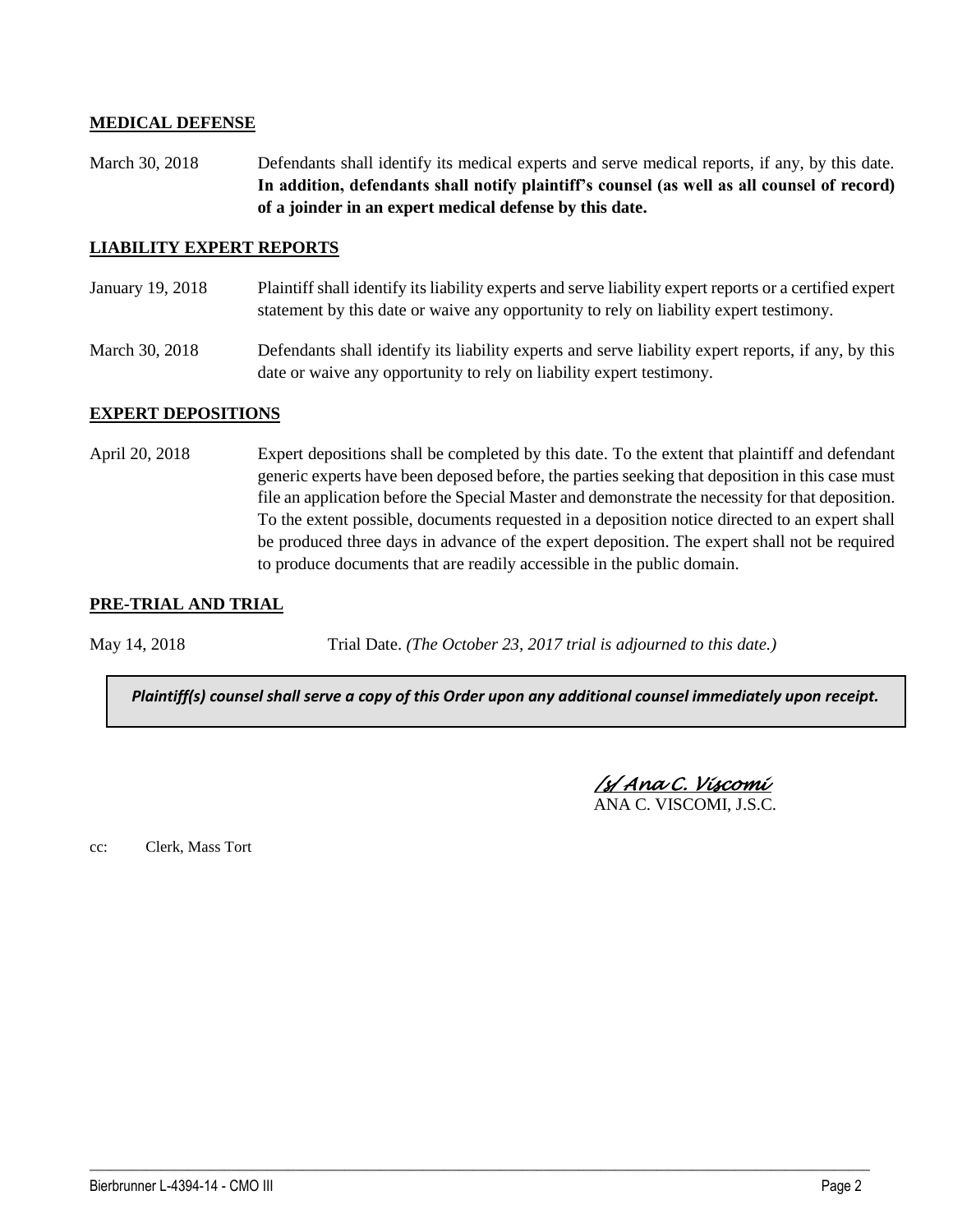**MEDICAL DEFENSE**

March 30, 2018 Defendants shall identify its medical experts and serve medical reports, if any, by this date. **In addition, defendants shall notify plaintiff's counsel (as well as all counsel of record) of a joinder in an expert medical defense by this date.**

**LIABILITY EXPERT REPORTS**

January 19, 2018 Plaintiff shall identify its liability experts and serve liability expert reports or a certified expert statement by this date or waive any opportunity to rely on liability expert testimony.

March 30, 2018 Defendants shall identify its liability experts and serve liability expert reports, if any, by this date or waive any opportunity to rely on liability expert testimony.

**EXPERT DEPOSITIONS**

April 20, 2018 Expert depositions shall be completed by this date. To the extent that plaintiff and defendant generic experts have been deposed before, the parties seeking that deposition in this case must file an application before the Special Master and demonstrate the necessity for that deposition. To the extent possible, documents requested in a deposition notice directed to an expert shall be produced three days in advance of the expert deposition. The expert shall not be required to produce documents that are readily accessible in the public domain.

**PRE-TRIAL AND TRIAL**

May 14, 2018 Trial Date. *(The October 23, 2017 trial is adjourned to this date.)*

***Plaintiff(s) counsel shall serve a copy of this Order upon any additional counsel immediately upon receipt.***

*/s/ Ana C. Viscomi*
ANA C. VISCOMI, J.S.C.

cc: Clerk, Mass Tort